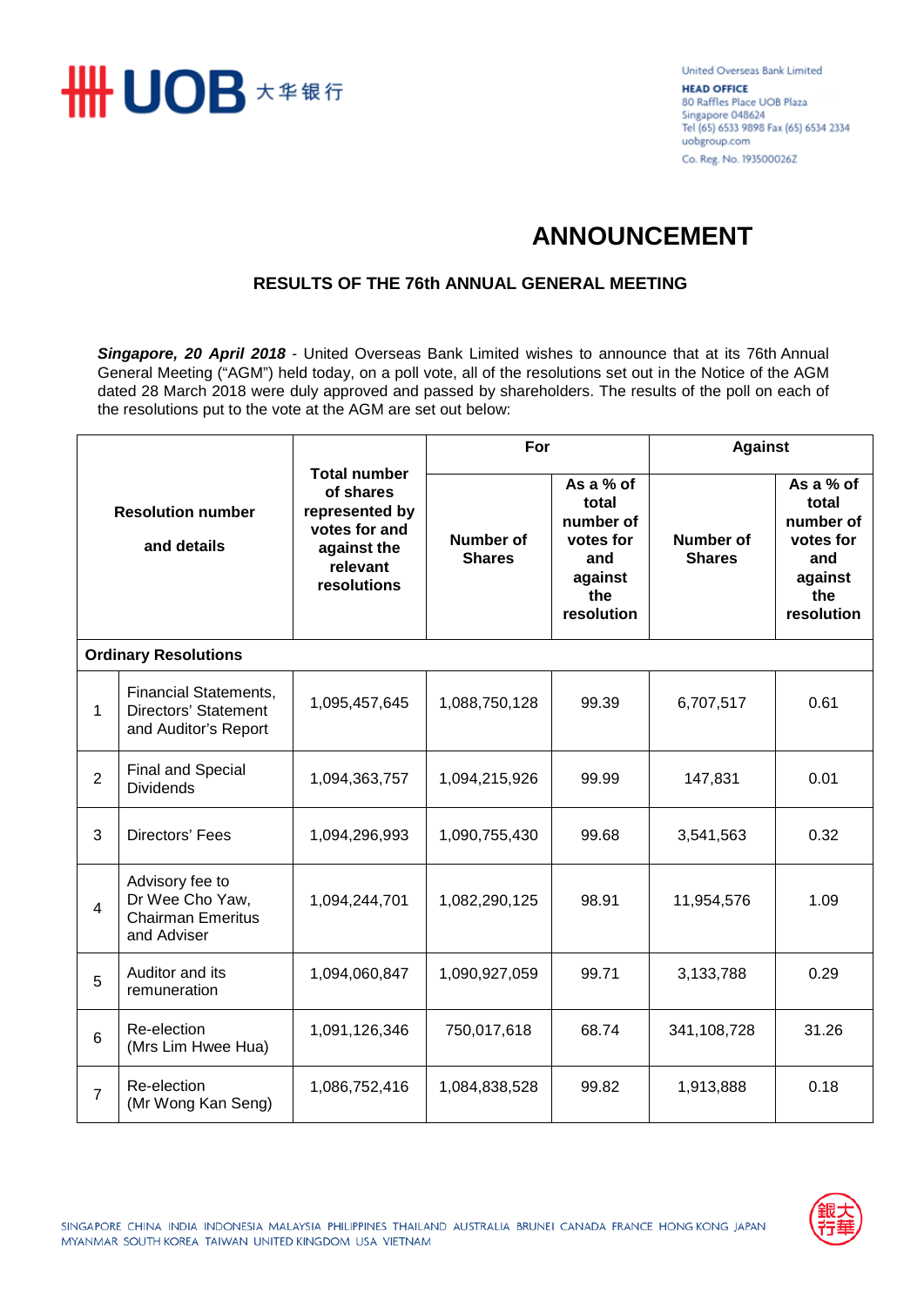United Overseas Bank Limited

**HEAD OFFICE**
80 Raffles Place UOB Plaza
Singapore 048624
Tel (65) 6533 9898 Fax (65) 6534 2334
uobgroup.com

Co. Reg. No. 193500026Z

# ANNOUNCEMENT

## RESULTS OF THE 76th ANNUAL GENERAL MEETING

***Singapore, 20 April 2018*** - United Overseas Bank Limited wishes to announce that at its 76th Annual General Meeting ("AGM") held today, on a poll vote, all of the resolutions set out in the Notice of the AGM dated 28 March 2018 were duly approved and passed by shareholders. The results of the poll on each of the resolutions put to the vote at the AGM are set out below:

| Resolution number and details | | Total number of shares represented by votes for and against the relevant resolutions | For | | Against | |
|---|---|---|---|---|---|---|
| | | | Number of Shares | As a % of total number of votes for and against the resolution | Number of Shares | As a % of total number of votes for and against the resolution |
| **Ordinary Resolutions** | | | | | | |
| 1 | Financial Statements, Directors' Statement and Auditor's Report | 1,095,457,645 | 1,088,750,128 | 99.39 | 6,707,517 | 0.61 |
| 2 | Final and Special Dividends | 1,094,363,757 | 1,094,215,926 | 99.99 | 147,831 | 0.01 |
| 3 | Directors' Fees | 1,094,296,993 | 1,090,755,430 | 99.68 | 3,541,563 | 0.32 |
| 4 | Advisory fee to Dr Wee Cho Yaw, Chairman Emeritus and Adviser | 1,094,244,701 | 1,082,290,125 | 98.91 | 11,954,576 | 1.09 |
| 5 | Auditor and its remuneration | 1,094,060,847 | 1,090,927,059 | 99.71 | 3,133,788 | 0.29 |
| 6 | Re-election (Mrs Lim Hwee Hua) | 1,091,126,346 | 750,017,618 | 68.74 | 341,108,728 | 31.26 |
| 7 | Re-election (Mr Wong Kan Seng) | 1,086,752,416 | 1,084,838,528 | 99.82 | 1,913,888 | 0.18 |

SINGAPORE CHINA INDIA INDONESIA MALAYSIA PHILIPPINES THAILAND AUSTRALIA BRUNEI CANADA FRANCE HONG KONG JAPAN MYANMAR SOUTH KOREA TAIWAN UNITED KINGDOM USA VIETNAM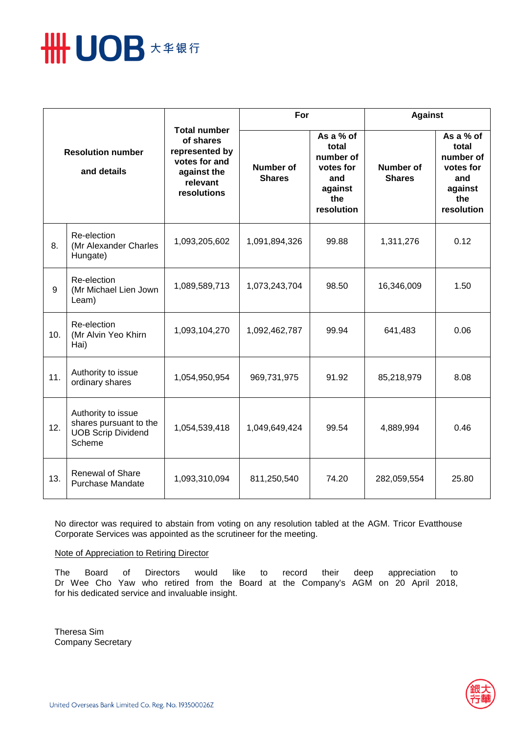| Resolution number and details | | Total number of shares represented by votes for and against the relevant resolutions | For | | Against | |
|---|---|---|---|---|---|---|
| | | | Number of Shares | As a % of total number of votes for and against the resolution | Number of Shares | As a % of total number of votes for and against the resolution |
| 8. | Re-election (Mr Alexander Charles Hungate) | 1,093,205,602 | 1,091,894,326 | 99.88 | 1,311,276 | 0.12 |
| 9 | Re-election (Mr Michael Lien Jown Leam) | 1,089,589,713 | 1,073,243,704 | 98.50 | 16,346,009 | 1.50 |
| 10. | Re-election (Mr Alvin Yeo Khirn Hai) | 1,093,104,270 | 1,092,462,787 | 99.94 | 641,483 | 0.06 |
| 11. | Authority to issue ordinary shares | 1,054,950,954 | 969,731,975 | 91.92 | 85,218,979 | 8.08 |
| 12. | Authority to issue shares pursuant to the UOB Scrip Dividend Scheme | 1,054,539,418 | 1,049,649,424 | 99.54 | 4,889,994 | 0.46 |
| 13. | Renewal of Share Purchase Mandate | 1,093,310,094 | 811,250,540 | 74.20 | 282,059,554 | 25.80 |

No director was required to abstain from voting on any resolution tabled at the AGM. Tricor Evatthouse Corporate Services was appointed as the scrutineer for the meeting.

Note of Appreciation to Retiring Director

The Board of Directors would like to record their deep appreciation to Dr Wee Cho Yaw who retired from the Board at the Company's AGM on 20 April 2018, for his dedicated service and invaluable insight.

Theresa Sim
Company Secretary

United Overseas Bank Limited Co. Reg. No. 193500026Z